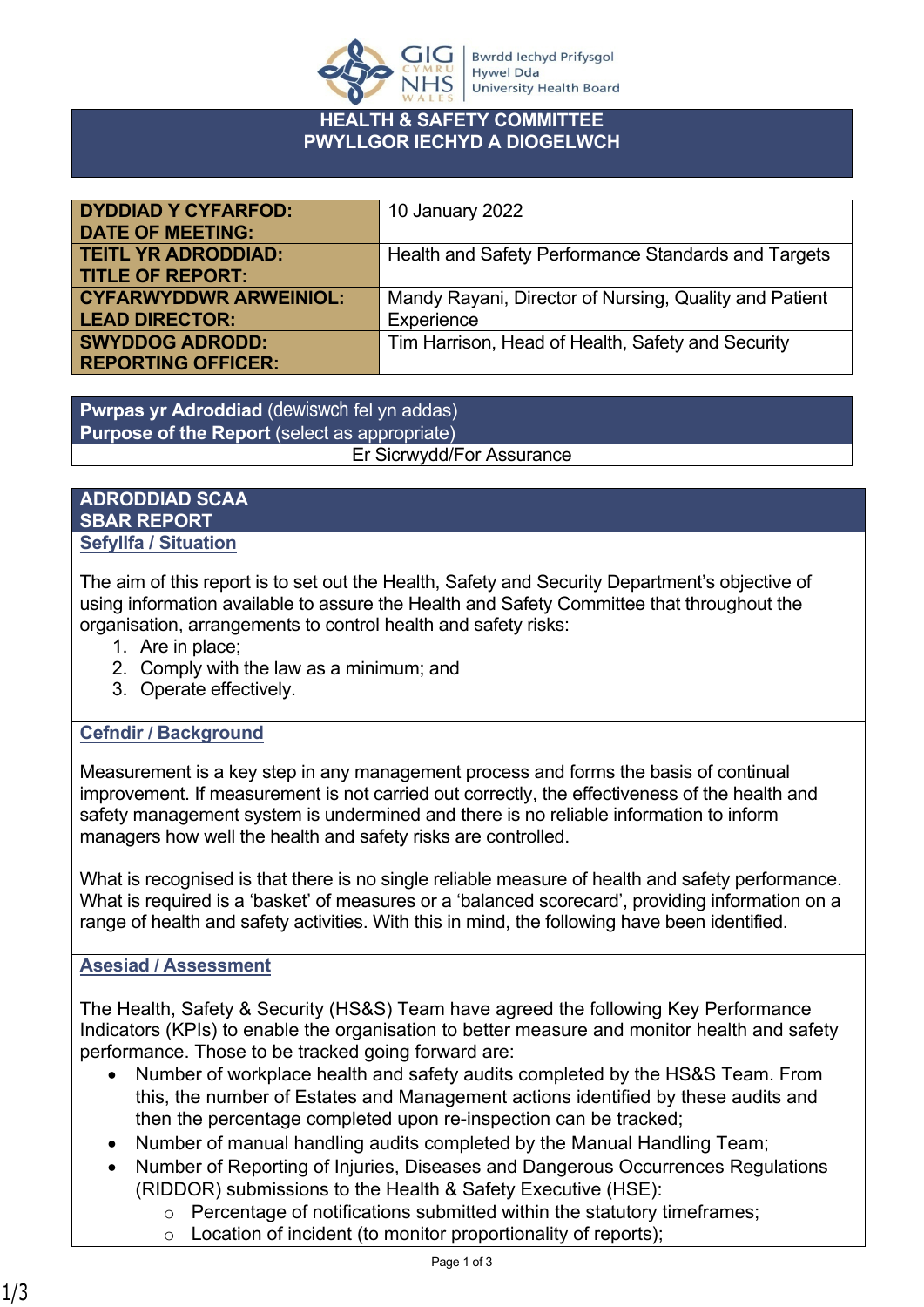# HEALTH & SAFETY COMMITTEE
# PWYLLGOR IECHYD A DIOGELWCH

| | |
|---|---|
| **DYDDIAD Y CYFARFOD: DATE OF MEETING:** | 10 January 2022 |
| **TEITL YR ADRODDIAD: TITLE OF REPORT:** | Health and Safety Performance Standards and Targets |
| **CYFARWYDDWR ARWEINIOL: LEAD DIRECTOR:** | Mandy Rayani, Director of Nursing, Quality and Patient Experience |
| **SWYDDOG ADRODD: REPORTING OFFICER:** | Tim Harrison, Head of Health, Safety and Security |

| **Pwrpas yr Adroddiad** (dewiswch fel yn addas) **Purpose of the Report** (select as appropriate) |
|---|
| Er Sicrwydd/For Assurance |

## ADRODDIAD SCAA
## SBAR REPORT

### Sefyllfa / Situation

The aim of this report is to set out the Health, Safety and Security Department's objective of using information available to assure the Health and Safety Committee that throughout the organisation, arrangements to control health and safety risks:

1. Are in place;
2. Comply with the law as a minimum; and
3. Operate effectively.

### Cefndir / Background

Measurement is a key step in any management process and forms the basis of continual improvement. If measurement is not carried out correctly, the effectiveness of the health and safety management system is undermined and there is no reliable information to inform managers how well the health and safety risks are controlled.

What is recognised is that there is no single reliable measure of health and safety performance. What is required is a 'basket' of measures or a 'balanced scorecard', providing information on a range of health and safety activities. With this in mind, the following have been identified.

### Asesiad / Assessment

The Health, Safety & Security (HS&S) Team have agreed the following Key Performance Indicators (KPIs) to enable the organisation to better measure and monitor health and safety performance. Those to be tracked going forward are:

- Number of workplace health and safety audits completed by the HS&S Team. From this, the number of Estates and Management actions identified by these audits and then the percentage completed upon re-inspection can be tracked;
- Number of manual handling audits completed by the Manual Handling Team;
- Number of Reporting of Injuries, Diseases and Dangerous Occurrences Regulations (RIDDOR) submissions to the Health & Safety Executive (HSE):
  - Percentage of notifications submitted within the statutory timeframes;
  - Location of incident (to monitor proportionality of reports);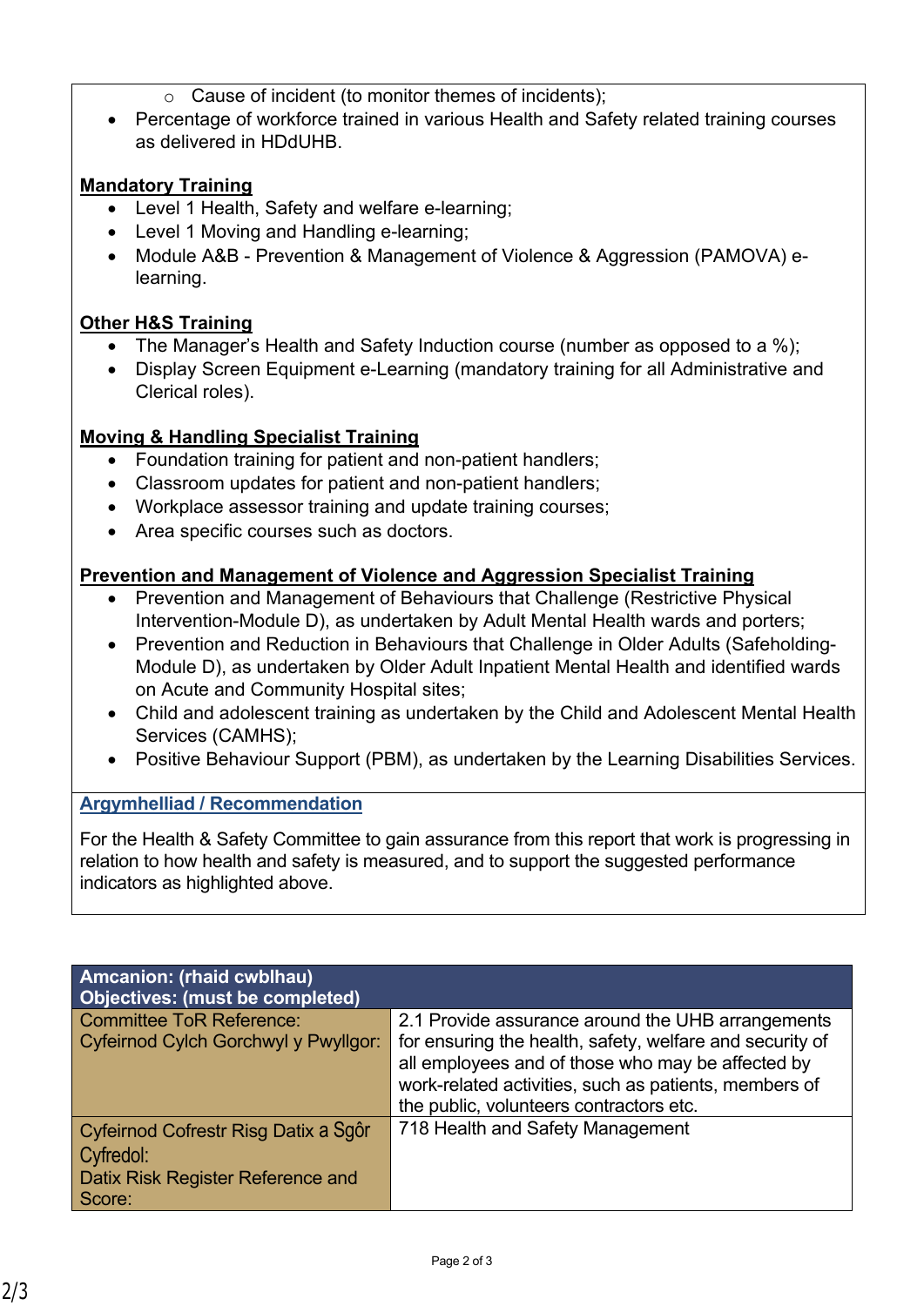- Cause of incident (to monitor themes of incidents);
- Percentage of workforce trained in various Health and Safety related training courses as delivered in HDdUHB.

**Mandatory Training**

- Level 1 Health, Safety and welfare e-learning;
- Level 1 Moving and Handling e-learning;
- Module A&B - Prevention & Management of Violence & Aggression (PAMOVA) e-learning.

**Other H&S Training**

- The Manager's Health and Safety Induction course (number as opposed to a %);
- Display Screen Equipment e-Learning (mandatory training for all Administrative and Clerical roles).

**Moving & Handling Specialist Training**

- Foundation training for patient and non-patient handlers;
- Classroom updates for patient and non-patient handlers;
- Workplace assessor training and update training courses;
- Area specific courses such as doctors.

**Prevention and Management of Violence and Aggression Specialist Training**

- Prevention and Management of Behaviours that Challenge (Restrictive Physical Intervention-Module D), as undertaken by Adult Mental Health wards and porters;
- Prevention and Reduction in Behaviours that Challenge in Older Adults (Safeholding-Module D), as undertaken by Older Adult Inpatient Mental Health and identified wards on Acute and Community Hospital sites;
- Child and adolescent training as undertaken by the Child and Adolescent Mental Health Services (CAMHS);
- Positive Behaviour Support (PBM), as undertaken by the Learning Disabilities Services.

## Argymhelliad / Recommendation

For the Health & Safety Committee to gain assurance from this report that work is progressing in relation to how health and safety is measured, and to support the suggested performance indicators as highlighted above.

| **Amcanion: (rhaid cwblhau)**<br>**Objectives: (must be completed)** | |
|---|---|
| Committee ToR Reference:<br>Cyfeirnod Cylch Gorchwyl y Pwyllgor: | 2.1 Provide assurance around the UHB arrangements for ensuring the health, safety, welfare and security of all employees and of those who may be affected by work-related activities, such as patients, members of the public, volunteers contractors etc. |
| Cyfeirnod Cofrestr Risg Datix a Sgôr Cyfredol:<br>Datix Risk Register Reference and Score: | 718 Health and Safety Management |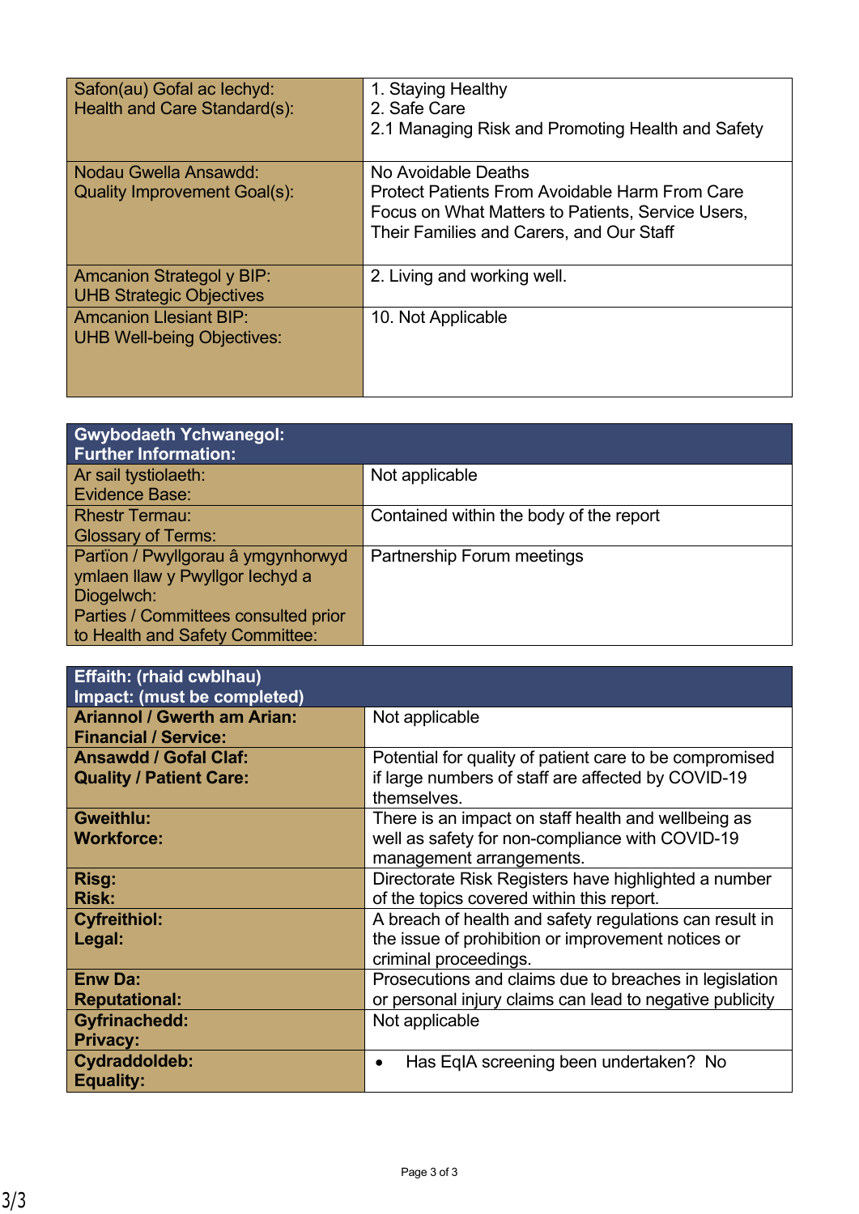| | |
|---|---|
| Safon(au) Gofal ac Iechyd:<br>Health and Care Standard(s): | 1. Staying Healthy<br>2. Safe Care<br>2.1 Managing Risk and Promoting Health and Safety |
| Nodau Gwella Ansawdd:<br>Quality Improvement Goal(s): | No Avoidable Deaths<br>Protect Patients From Avoidable Harm From Care<br>Focus on What Matters to Patients, Service Users, Their Families and Carers, and Our Staff |
| Amcanion Strategol y BIP:<br>UHB Strategic Objectives | 2. Living and working well. |
| Amcanion Llesiant BIP:<br>UHB Well-being Objectives: | 10. Not Applicable |

| **Gwybodaeth Ychwanegol:**<br>**Further Information:** | |
|---|---|
| Ar sail tystiolaeth:<br>Evidence Base: | Not applicable |
| Rhestr Termau:<br>Glossary of Terms: | Contained within the body of the report |
| Partïon / Pwyllgorau â ymgynhorwyd ymlaen llaw y Pwyllgor Iechyd a Diogelwch:<br>Parties / Committees consulted prior to Health and Safety Committee: | Partnership Forum meetings |

| **Effaith: (rhaid cwblhau)**<br>**Impact: (must be completed)** | |
|---|---|
| **Ariannol / Gwerth am Arian:**<br>**Financial / Service:** | Not applicable |
| **Ansawdd / Gofal Claf:**<br>**Quality / Patient Care:** | Potential for quality of patient care to be compromised if large numbers of staff are affected by COVID-19 themselves. |
| **Gweithlu:**<br>**Workforce:** | There is an impact on staff health and wellbeing as well as safety for non-compliance with COVID-19 management arrangements. |
| **Risg:**<br>**Risk:** | Directorate Risk Registers have highlighted a number of the topics covered within this report. |
| **Cyfreithiol:**<br>**Legal:** | A breach of health and safety regulations can result in the issue of prohibition or improvement notices or criminal proceedings. |
| **Enw Da:**<br>**Reputational:** | Prosecutions and claims due to breaches in legislation or personal injury claims can lead to negative publicity |
| **Gyfrinachedd:**<br>**Privacy:** | Not applicable |
| **Cydraddoldeb:**<br>**Equality:** | • Has EqIA screening been undertaken? No |